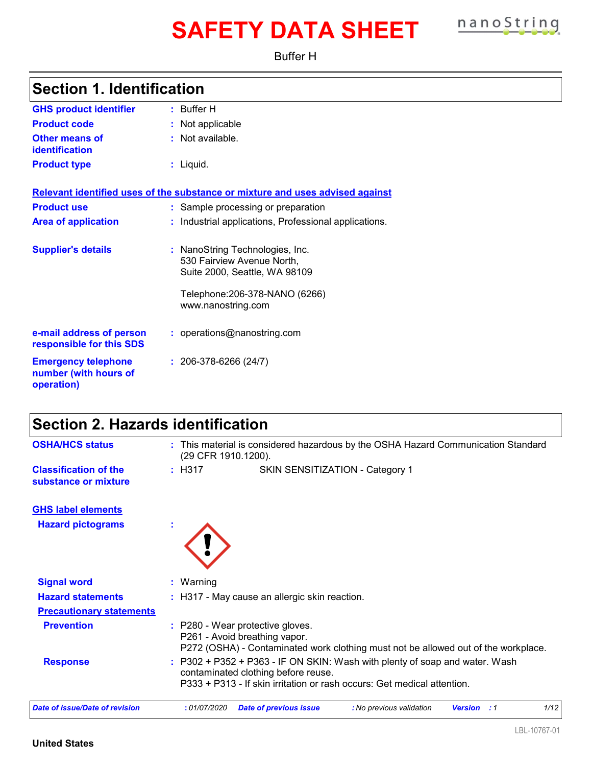# SAFETY DATA SHEET

Buffer H

## Section 1. Identification

| | | |
|---|---|---|
| **GHS product identifier** | : | Buffer H |
| **Product code** | : | Not applicable |
| **Other means of identification** | : | Not available. |
| **Product type** | : | Liquid. |

**Relevant identified uses of the substance or mixture and uses advised against**

| | | |
|---|---|---|
| **Product use** | : | Sample processing or preparation |
| **Area of application** | : | Industrial applications, Professional applications. |

**Supplier's details** : NanoString Technologies, Inc.
530 Fairview Avenue North,
Suite 2000, Seattle, WA 98109

Telephone:206-378-NANO (6266)
www.nanostring.com

**e-mail address of person responsible for this SDS** : operations@nanostring.com

**Emergency telephone number (with hours of operation)** : 206-378-6266 (24/7)

## Section 2. Hazards identification

**OSHA/HCS status** : This material is considered hazardous by the OSHA Hazard Communication Standard (29 CFR 1910.1200).

**Classification of the substance or mixture** : H317 SKIN SENSITIZATION - Category 1

**GHS label elements**

**Hazard pictograms** :

**Signal word** : Warning

**Hazard statements** : H317 - May cause an allergic skin reaction.

**Precautionary statements**

**Prevention** : P280 - Wear protective gloves.
P261 - Avoid breathing vapor.
P272 (OSHA) - Contaminated work clothing must not be allowed out of the workplace.

**Response** : P302 + P352 + P363 - IF ON SKIN: Wash with plenty of soap and water. Wash contaminated clothing before reuse.
P333 + P313 - If skin irritation or rash occurs: Get medical attention.

*Date of issue/Date of revision* : 01/07/2020 *Date of previous issue* : No previous validation *Version* : 1

LBL-10767-01

**United States**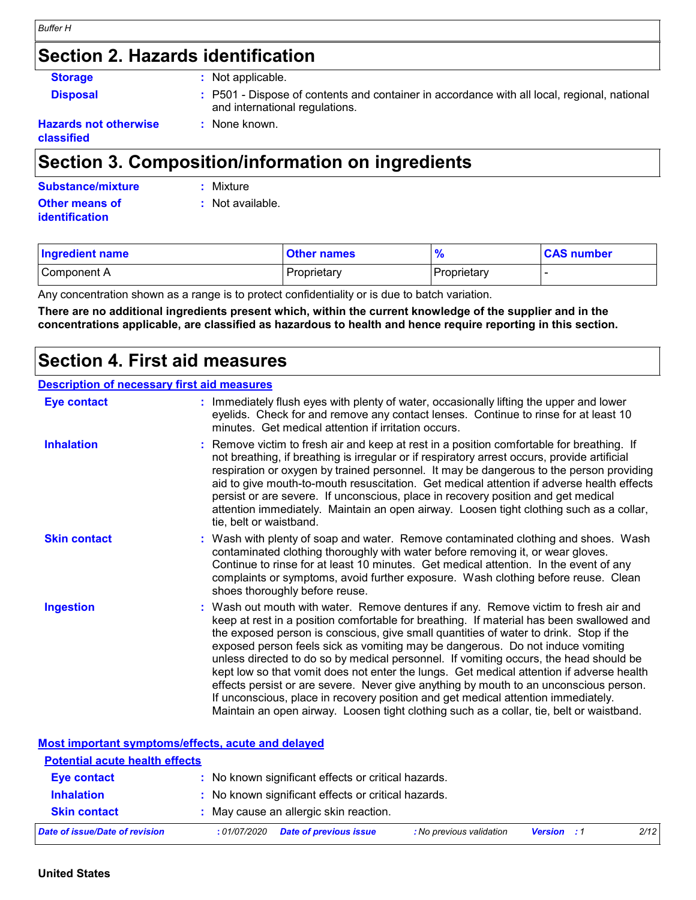## Section 2. Hazards identification

**Storage** : Not applicable.

**Disposal** : P501 - Dispose of contents and container in accordance with all local, regional, national and international regulations.

**Hazards not otherwise classified** : None known.

## Section 3. Composition/information on ingredients

**Substance/mixture** : Mixture

**Other means of identification** : Not available.

| Ingredient name | Other names | % | CAS number |
| --- | --- | --- | --- |
| Component A | Proprietary | Proprietary | - |

Any concentration shown as a range is to protect confidentiality or is due to batch variation.

**There are no additional ingredients present which, within the current knowledge of the supplier and in the concentrations applicable, are classified as hazardous to health and hence require reporting in this section.**

## Section 4. First aid measures

### Description of necessary first aid measures

**Eye contact** : Immediately flush eyes with plenty of water, occasionally lifting the upper and lower eyelids. Check for and remove any contact lenses. Continue to rinse for at least 10 minutes. Get medical attention if irritation occurs.

**Inhalation** : Remove victim to fresh air and keep at rest in a position comfortable for breathing. If not breathing, if breathing is irregular or if respiratory arrest occurs, provide artificial respiration or oxygen by trained personnel. It may be dangerous to the person providing aid to give mouth-to-mouth resuscitation. Get medical attention if adverse health effects persist or are severe. If unconscious, place in recovery position and get medical attention immediately. Maintain an open airway. Loosen tight clothing such as a collar, tie, belt or waistband.

**Skin contact** : Wash with plenty of soap and water. Remove contaminated clothing and shoes. Wash contaminated clothing thoroughly with water before removing it, or wear gloves. Continue to rinse for at least 10 minutes. Get medical attention. In the event of any complaints or symptoms, avoid further exposure. Wash clothing before reuse. Clean shoes thoroughly before reuse.

**Ingestion** : Wash out mouth with water. Remove dentures if any. Remove victim to fresh air and keep at rest in a position comfortable for breathing. If material has been swallowed and the exposed person is conscious, give small quantities of water to drink. Stop if the exposed person feels sick as vomiting may be dangerous. Do not induce vomiting unless directed to do so by medical personnel. If vomiting occurs, the head should be kept low so that vomit does not enter the lungs. Get medical attention if adverse health effects persist or are severe. Never give anything by mouth to an unconscious person. If unconscious, place in recovery position and get medical attention immediately. Maintain an open airway. Loosen tight clothing such as a collar, tie, belt or waistband.

### Most important symptoms/effects, acute and delayed

#### Potential acute health effects

**Eye contact** : No known significant effects or critical hazards.

**Inhalation** : No known significant effects or critical hazards.

**Skin contact** : May cause an allergic skin reaction.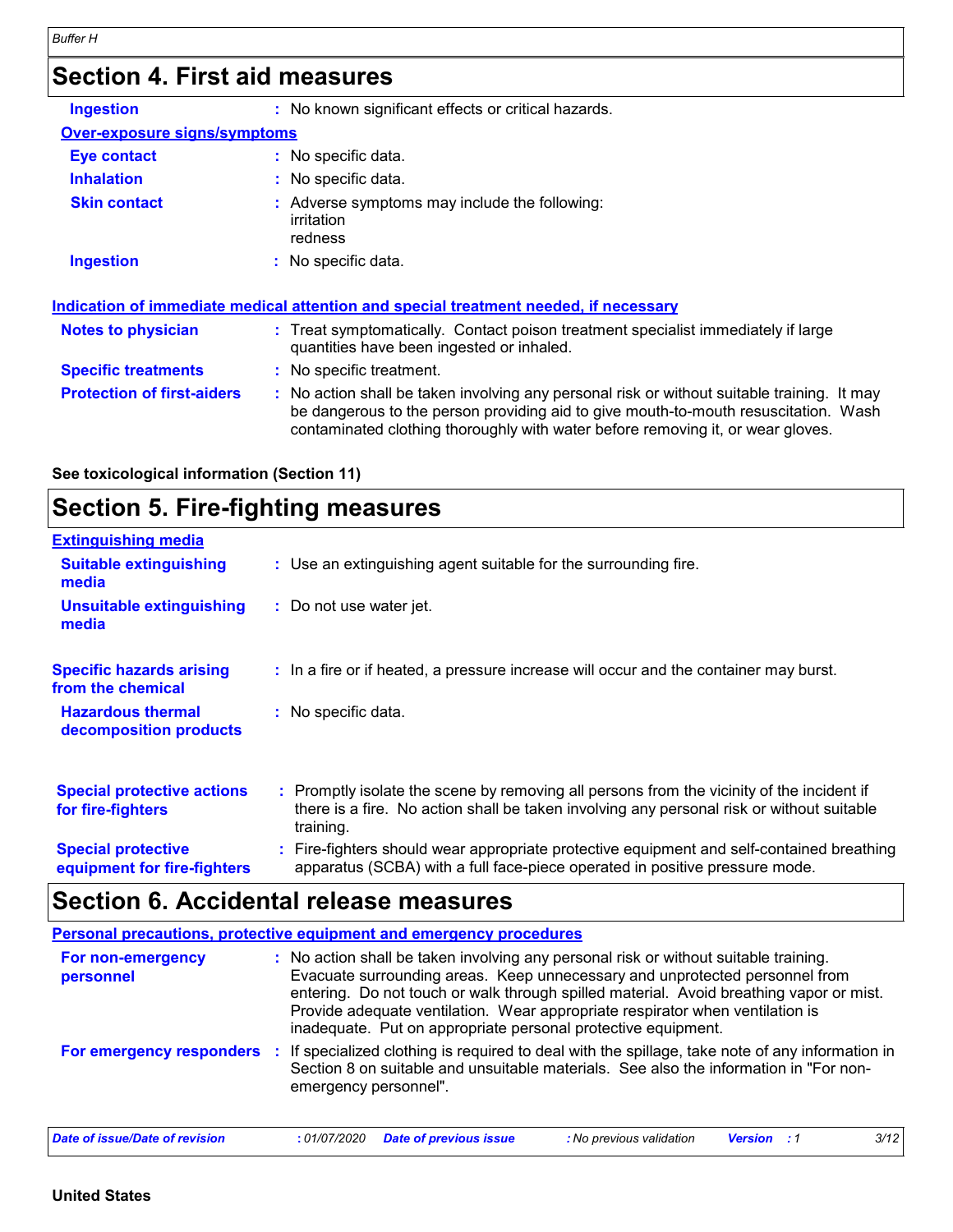## Section 4. First aid measures

| | |
|---|---|
| **Ingestion** | : No known significant effects or critical hazards. |

**Over-exposure signs/symptoms**

| | |
|---|---|
| **Eye contact** | : No specific data. |
| **Inhalation** | : No specific data. |
| **Skin contact** | : Adverse symptoms may include the following: irritation redness |
| **Ingestion** | : No specific data. |

**Indication of immediate medical attention and special treatment needed, if necessary**

| | |
|---|---|
| **Notes to physician** | : Treat symptomatically. Contact poison treatment specialist immediately if large quantities have been ingested or inhaled. |
| **Specific treatments** | : No specific treatment. |
| **Protection of first-aiders** | : No action shall be taken involving any personal risk or without suitable training. It may be dangerous to the person providing aid to give mouth-to-mouth resuscitation. Wash contaminated clothing thoroughly with water before removing it, or wear gloves. |

**See toxicological information (Section 11)**

## Section 5. Fire-fighting measures

**Extinguishing media**

| | |
|---|---|
| **Suitable extinguishing media** | : Use an extinguishing agent suitable for the surrounding fire. |
| **Unsuitable extinguishing media** | : Do not use water jet. |
| **Specific hazards arising from the chemical** | : In a fire or if heated, a pressure increase will occur and the container may burst. |
| **Hazardous thermal decomposition products** | : No specific data. |
| **Special protective actions for fire-fighters** | : Promptly isolate the scene by removing all persons from the vicinity of the incident if there is a fire. No action shall be taken involving any personal risk or without suitable training. |
| **Special protective equipment for fire-fighters** | : Fire-fighters should wear appropriate protective equipment and self-contained breathing apparatus (SCBA) with a full face-piece operated in positive pressure mode. |

## Section 6. Accidental release measures

**Personal precautions, protective equipment and emergency procedures**

| | |
|---|---|
| **For non-emergency personnel** | : No action shall be taken involving any personal risk or without suitable training. Evacuate surrounding areas. Keep unnecessary and unprotected personnel from entering. Do not touch or walk through spilled material. Avoid breathing vapor or mist. Provide adequate ventilation. Wear appropriate respirator when ventilation is inadequate. Put on appropriate personal protective equipment. |
| **For emergency responders** | : If specialized clothing is required to deal with the spillage, take note of any information in Section 8 on suitable and unsuitable materials. See also the information in "For non-emergency personnel". |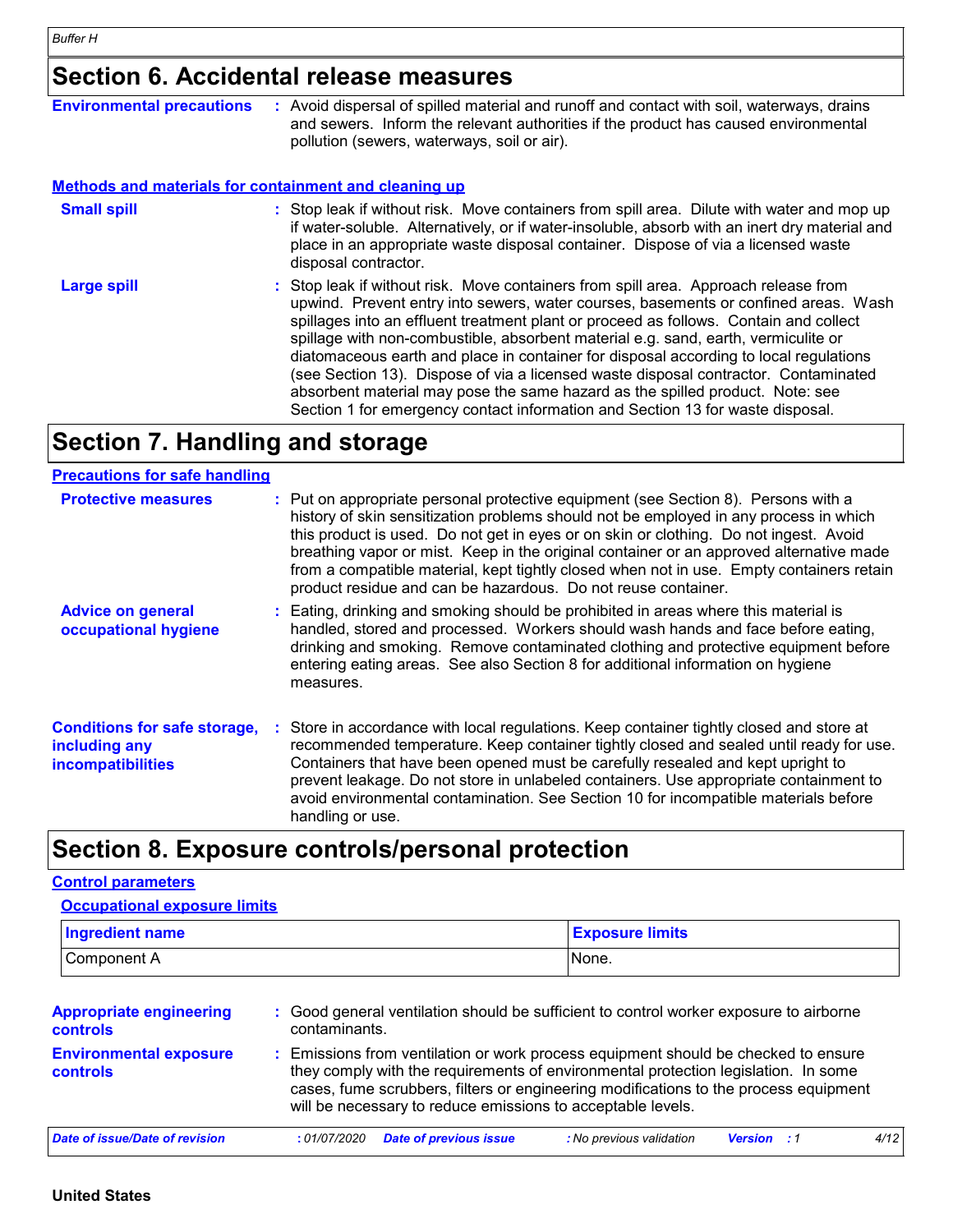# Section 6. Accidental release measures

**Environmental precautions** : Avoid dispersal of spilled material and runoff and contact with soil, waterways, drains and sewers. Inform the relevant authorities if the product has caused environmental pollution (sewers, waterways, soil or air).

### Methods and materials for containment and cleaning up

**Small spill** : Stop leak if without risk. Move containers from spill area. Dilute with water and mop up if water-soluble. Alternatively, or if water-insoluble, absorb with an inert dry material and place in an appropriate waste disposal container. Dispose of via a licensed waste disposal contractor.

**Large spill** : Stop leak if without risk. Move containers from spill area. Approach release from upwind. Prevent entry into sewers, water courses, basements or confined areas. Wash spillages into an effluent treatment plant or proceed as follows. Contain and collect spillage with non-combustible, absorbent material e.g. sand, earth, vermiculite or diatomaceous earth and place in container for disposal according to local regulations (see Section 13). Dispose of via a licensed waste disposal contractor. Contaminated absorbent material may pose the same hazard as the spilled product. Note: see Section 1 for emergency contact information and Section 13 for waste disposal.

# Section 7. Handling and storage

### Precautions for safe handling

**Protective measures** : Put on appropriate personal protective equipment (see Section 8). Persons with a history of skin sensitization problems should not be employed in any process in which this product is used. Do not get in eyes or on skin or clothing. Do not ingest. Avoid breathing vapor or mist. Keep in the original container or an approved alternative made from a compatible material, kept tightly closed when not in use. Empty containers retain product residue and can be hazardous. Do not reuse container.

**Advice on general occupational hygiene** : Eating, drinking and smoking should be prohibited in areas where this material is handled, stored and processed. Workers should wash hands and face before eating, drinking and smoking. Remove contaminated clothing and protective equipment before entering eating areas. See also Section 8 for additional information on hygiene measures.

**Conditions for safe storage, including any incompatibilities** : Store in accordance with local regulations. Keep container tightly closed and store at recommended temperature. Keep container tightly closed and sealed until ready for use. Containers that have been opened must be carefully resealed and kept upright to prevent leakage. Do not store in unlabeled containers. Use appropriate containment to avoid environmental contamination. See Section 10 for incompatible materials before handling or use.

# Section 8. Exposure controls/personal protection

### Control parameters

#### Occupational exposure limits

| Ingredient name | Exposure limits |
|---|---|
| Component A | None. |

**Appropriate engineering controls** : Good general ventilation should be sufficient to control worker exposure to airborne contaminants.

**Environmental exposure controls** : Emissions from ventilation or work process equipment should be checked to ensure they comply with the requirements of environmental protection legislation. In some cases, fume scrubbers, filters or engineering modifications to the process equipment will be necessary to reduce emissions to acceptable levels.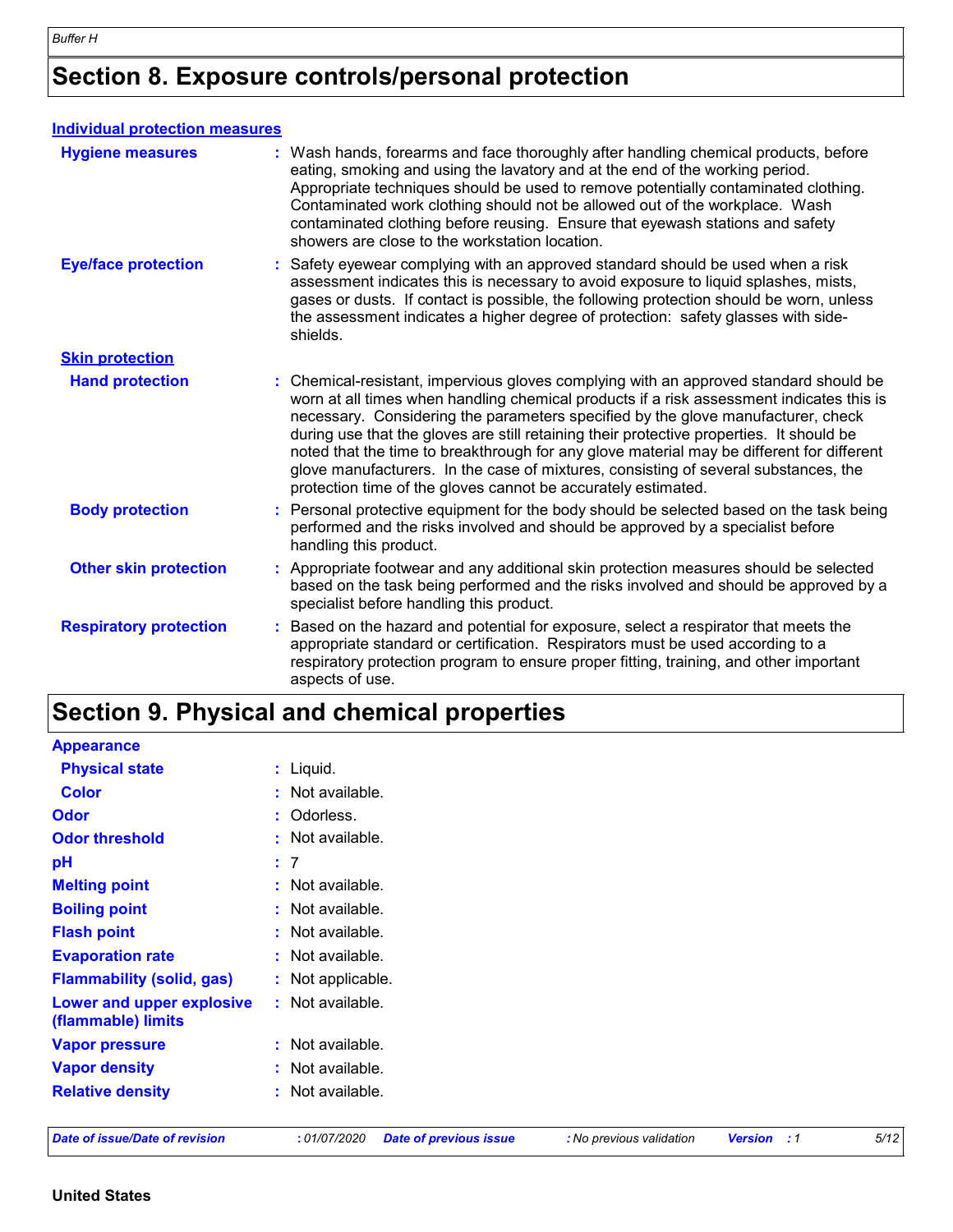# Section 8. Exposure controls/personal protection

**Individual protection measures**

**Hygiene measures** : Wash hands, forearms and face thoroughly after handling chemical products, before eating, smoking and using the lavatory and at the end of the working period. Appropriate techniques should be used to remove potentially contaminated clothing. Contaminated work clothing should not be allowed out of the workplace. Wash contaminated clothing before reusing. Ensure that eyewash stations and safety showers are close to the workstation location.

**Eye/face protection** : Safety eyewear complying with an approved standard should be used when a risk assessment indicates this is necessary to avoid exposure to liquid splashes, mists, gases or dusts. If contact is possible, the following protection should be worn, unless the assessment indicates a higher degree of protection: safety glasses with side-shields.

**Skin protection**

**Hand protection** : Chemical-resistant, impervious gloves complying with an approved standard should be worn at all times when handling chemical products if a risk assessment indicates this is necessary. Considering the parameters specified by the glove manufacturer, check during use that the gloves are still retaining their protective properties. It should be noted that the time to breakthrough for any glove material may be different for different glove manufacturers. In the case of mixtures, consisting of several substances, the protection time of the gloves cannot be accurately estimated.

**Body protection** : Personal protective equipment for the body should be selected based on the task being performed and the risks involved and should be approved by a specialist before handling this product.

**Other skin protection** : Appropriate footwear and any additional skin protection measures should be selected based on the task being performed and the risks involved and should be approved by a specialist before handling this product.

**Respiratory protection** : Based on the hazard and potential for exposure, select a respirator that meets the appropriate standard or certification. Respirators must be used according to a respiratory protection program to ensure proper fitting, training, and other important aspects of use.

# Section 9. Physical and chemical properties

**Appearance**

**Physical state** : Liquid.

**Color** : Not available.

**Odor** : Odorless.

**Odor threshold** : Not available.

**pH** : 7

**Melting point** : Not available.

**Boiling point** : Not available.

**Flash point** : Not available.

**Evaporation rate** : Not available.

**Flammability (solid, gas)** : Not applicable.

**Lower and upper explosive (flammable) limits** : Not available.

**Vapor pressure** : Not available.

**Vapor density** : Not available.

**Relative density** : Not available.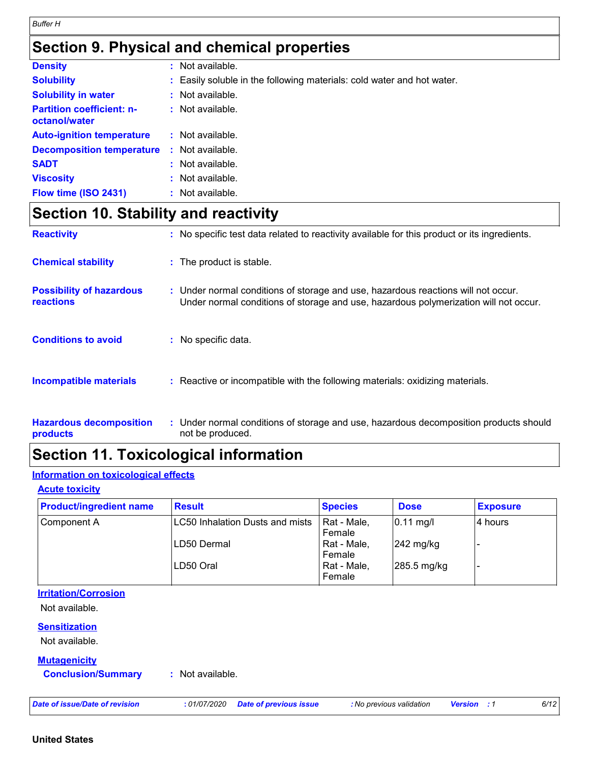# Section 9. Physical and chemical properties

**Density** : Not available.

**Solubility** : Easily soluble in the following materials: cold water and hot water.

**Solubility in water** : Not available.

**Partition coefficient: n-octanol/water** : Not available.

**Auto-ignition temperature** : Not available.

**Decomposition temperature** : Not available.

**SADT** : Not available.

**Viscosity** : Not available.

**Flow time (ISO 2431)** : Not available.

# Section 10. Stability and reactivity

**Reactivity** : No specific test data related to reactivity available for this product or its ingredients.

**Chemical stability** : The product is stable.

**Possibility of hazardous reactions** : Under normal conditions of storage and use, hazardous reactions will not occur. Under normal conditions of storage and use, hazardous polymerization will not occur.

**Conditions to avoid** : No specific data.

**Incompatible materials** : Reactive or incompatible with the following materials: oxidizing materials.

**Hazardous decomposition products** : Under normal conditions of storage and use, hazardous decomposition products should not be produced.

# Section 11. Toxicological information

## Information on toxicological effects

### Acute toxicity

| Product/ingredient name | Result | Species | Dose | Exposure |
|---|---|---|---|---|
| Component A | LC50 Inhalation Dusts and mists | Rat - Male, Female | 0.11 mg/l | 4 hours |
| | LD50 Dermal | Rat - Male, Female | 242 mg/kg | - |
| | LD50 Oral | Rat - Male, Female | 285.5 mg/kg | - |

### Irritation/Corrosion

Not available.

### Sensitization

Not available.

### Mutagenicity

**Conclusion/Summary** : Not available.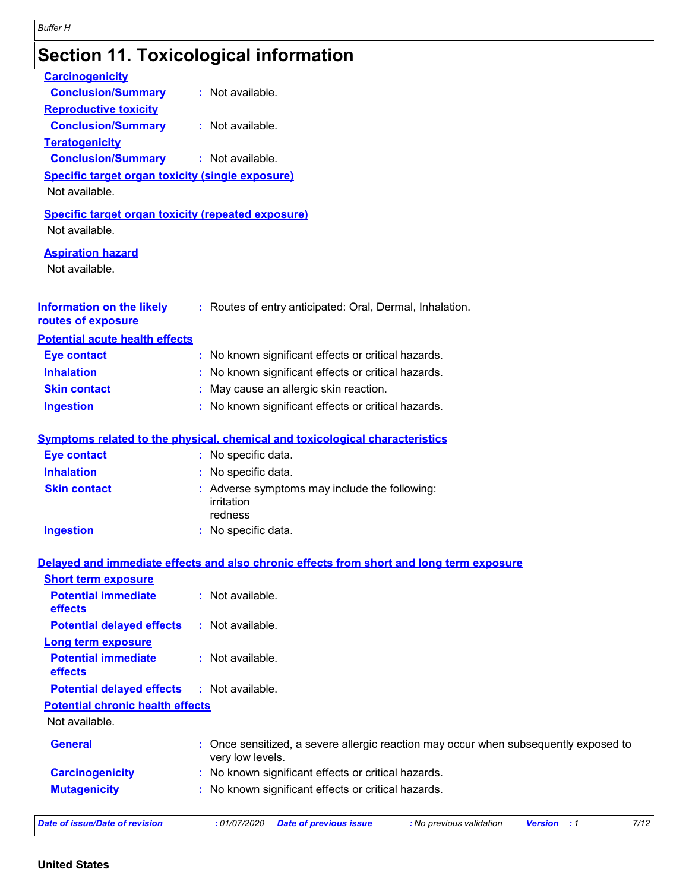## Section 11. Toxicological information

**Carcinogenicity**

**Conclusion/Summary** : Not available.

**Reproductive toxicity**

**Conclusion/Summary** : Not available.

**Teratogenicity**

**Conclusion/Summary** : Not available.

**Specific target organ toxicity (single exposure)**

Not available.

**Specific target organ toxicity (repeated exposure)**

Not available.

**Aspiration hazard**

Not available.

**Information on the likely routes of exposure** : Routes of entry anticipated: Oral, Dermal, Inhalation.

**Potential acute health effects**

**Eye contact** : No known significant effects or critical hazards.

**Inhalation** : No known significant effects or critical hazards.

**Skin contact** : May cause an allergic skin reaction.

**Ingestion** : No known significant effects or critical hazards.

**Symptoms related to the physical, chemical and toxicological characteristics**

**Eye contact** : No specific data.

**Inhalation** : No specific data.

**Skin contact** : Adverse symptoms may include the following:
irritation
redness

**Ingestion** : No specific data.

**Delayed and immediate effects and also chronic effects from short and long term exposure**

**Short term exposure**

**Potential immediate effects** : Not available.

**Potential delayed effects** : Not available.

**Long term exposure**

**Potential immediate effects** : Not available.

**Potential delayed effects** : Not available.

**Potential chronic health effects**

Not available.

**General** : Once sensitized, a severe allergic reaction may occur when subsequently exposed to very low levels.

**Carcinogenicity** : No known significant effects or critical hazards.

**Mutagenicity** : No known significant effects or critical hazards.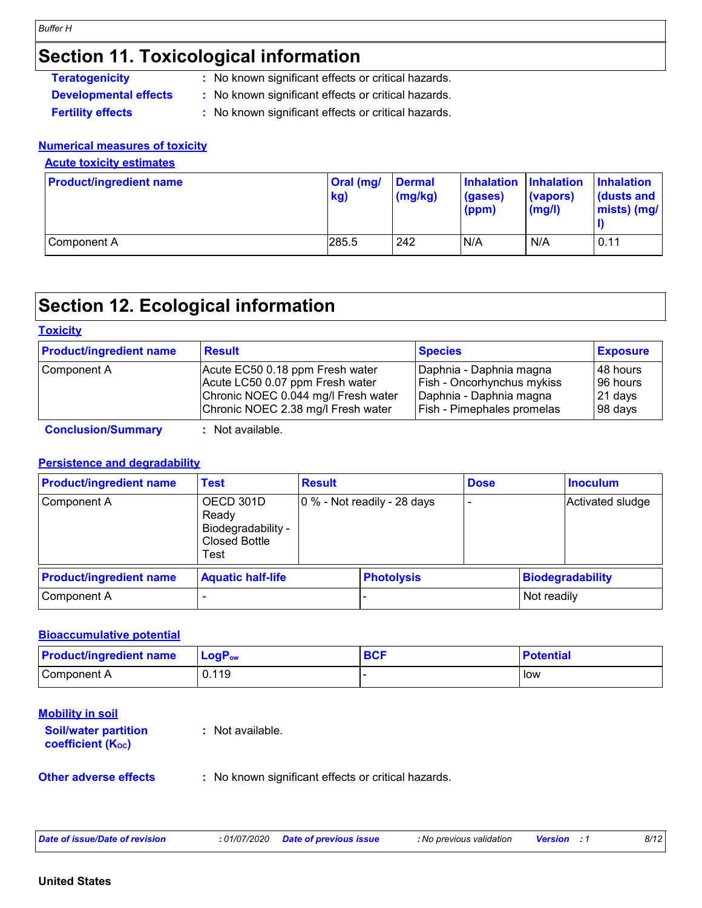## Section 11. Toxicological information

**Teratogenicity** : No known significant effects or critical hazards.

**Developmental effects** : No known significant effects or critical hazards.

**Fertility effects** : No known significant effects or critical hazards.

### Numerical measures of toxicity

#### Acute toxicity estimates

| Product/ingredient name | Oral (mg/kg) | Dermal (mg/kg) | Inhalation (gases) (ppm) | Inhalation (vapors) (mg/l) | Inhalation (dusts and mists) (mg/l) |
|---|---|---|---|---|---|
| Component A | 285.5 | 242 | N/A | N/A | 0.11 |

## Section 12. Ecological information

### Toxicity

| Product/ingredient name | Result | Species | Exposure |
|---|---|---|---|
| Component A | Acute EC50 0.18 ppm Fresh water | Daphnia - Daphnia magna | 48 hours |
| | Acute LC50 0.07 ppm Fresh water | Fish - Oncorhynchus mykiss | 96 hours |
| | Chronic NOEC 0.044 mg/l Fresh water | Daphnia - Daphnia magna | 21 days |
| | Chronic NOEC 2.38 mg/l Fresh water | Fish - Pimephales promelas | 98 days |

**Conclusion/Summary** : Not available.

### Persistence and degradability

| Product/ingredient name | Test | Result | Dose | Inoculum |
|---|---|---|---|---|
| Component A | OECD 301D Ready Biodegradability - Closed Bottle Test | 0 % - Not readily - 28 days | - | Activated sludge |

| Product/ingredient name | Aquatic half-life | Photolysis | Biodegradability |
|---|---|---|---|
| Component A | - | - | Not readily |

### Bioaccumulative potential

| Product/ingredient name | $LogP_{ow}$ | BCF | Potential |
|---|---|---|---|
| Component A | 0.119 | - | low |

### Mobility in soil

**Soil/water partition coefficient ($K_{OC}$)** : Not available.

**Other adverse effects** : No known significant effects or critical hazards.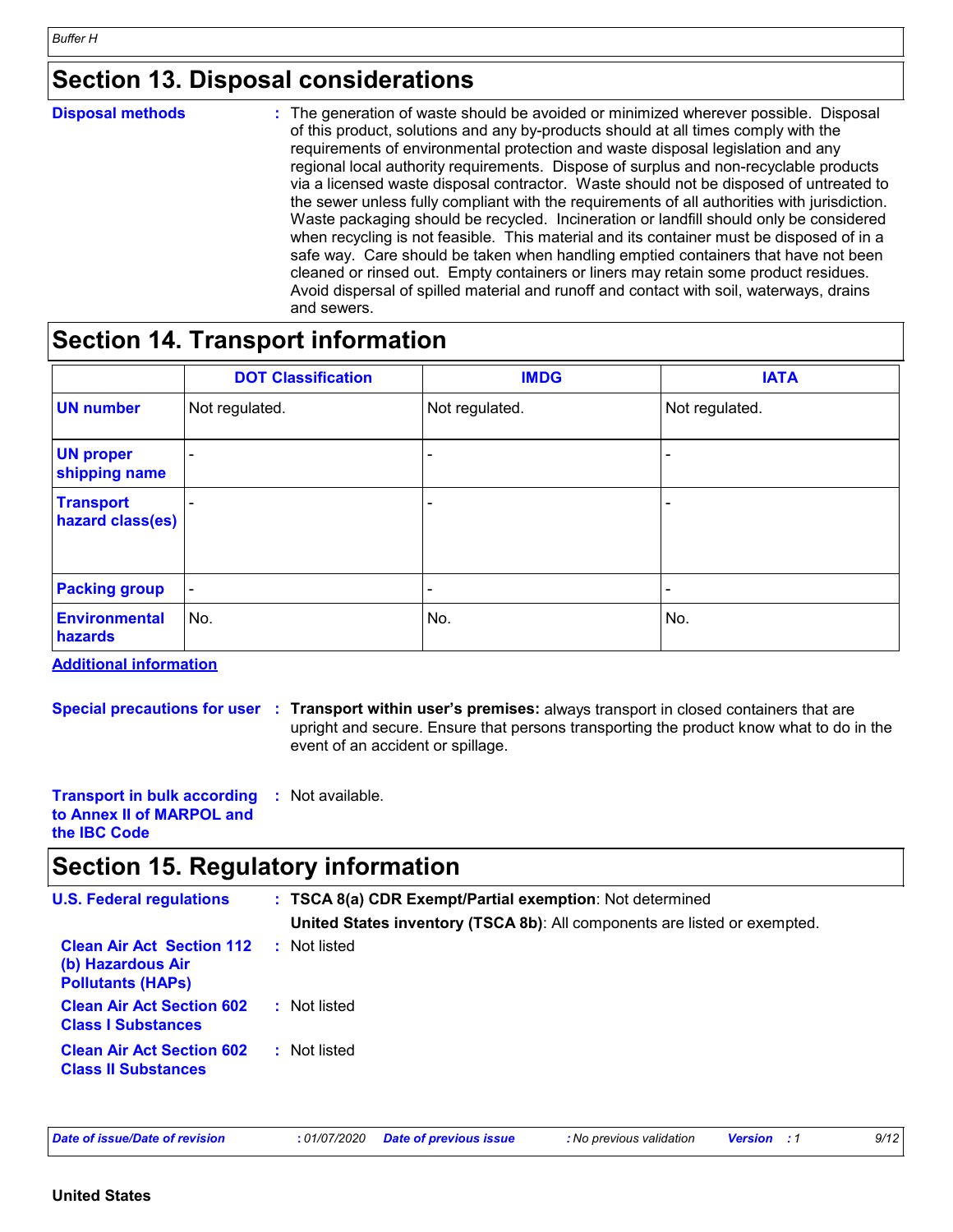## Section 13. Disposal considerations

**Disposal methods** : The generation of waste should be avoided or minimized wherever possible. Disposal of this product, solutions and any by-products should at all times comply with the requirements of environmental protection and waste disposal legislation and any regional local authority requirements. Dispose of surplus and non-recyclable products via a licensed waste disposal contractor. Waste should not be disposed of untreated to the sewer unless fully compliant with the requirements of all authorities with jurisdiction. Waste packaging should be recycled. Incineration or landfill should only be considered when recycling is not feasible. This material and its container must be disposed of in a safe way. Care should be taken when handling emptied containers that have not been cleaned or rinsed out. Empty containers or liners may retain some product residues. Avoid dispersal of spilled material and runoff and contact with soil, waterways, drains and sewers.

## Section 14. Transport information

| | DOT Classification | IMDG | IATA |
|---|---|---|---|
| **UN number** | Not regulated. | Not regulated. | Not regulated. |
| **UN proper shipping name** | - | - | - |
| **Transport hazard class(es)** | - | - | - |
| **Packing group** | - | - | - |
| **Environmental hazards** | No. | No. | No. |

**Additional information**

**Special precautions for user** : **Transport within user's premises:** always transport in closed containers that are upright and secure. Ensure that persons transporting the product know what to do in the event of an accident or spillage.

**Transport in bulk according to Annex II of MARPOL and the IBC Code** : Not available.

## Section 15. Regulatory information

**U.S. Federal regulations** : **TSCA 8(a) CDR Exempt/Partial exemption**: Not determined

**United States inventory (TSCA 8b)**: All components are listed or exempted.

**Clean Air Act Section 112 (b) Hazardous Air Pollutants (HAPs)** : Not listed

**Clean Air Act Section 602 Class I Substances** : Not listed

**Clean Air Act Section 602 Class II Substances** : Not listed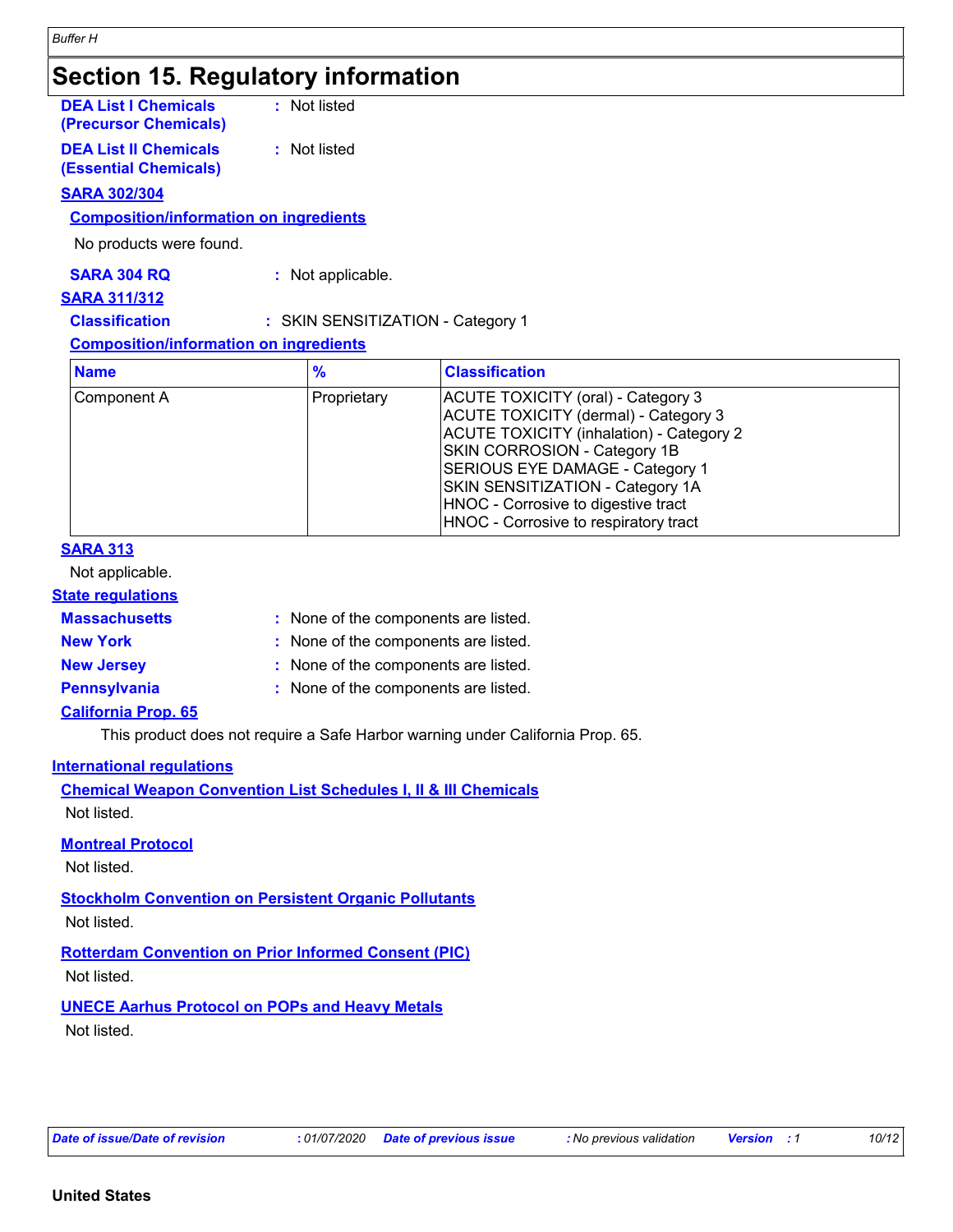## Section 15. Regulatory information

**DEA List I Chemicals (Precursor Chemicals)** : Not listed

**DEA List II Chemicals (Essential Chemicals)** : Not listed

### SARA 302/304

**Composition/information on ingredients**

No products were found.

**SARA 304 RQ** : Not applicable.

### SARA 311/312

**Classification** : SKIN SENSITIZATION - Category 1

**Composition/information on ingredients**

| Name | % | Classification |
|---|---|---|
| Component A | Proprietary | ACUTE TOXICITY (oral) - Category 3<br>ACUTE TOXICITY (dermal) - Category 3<br>ACUTE TOXICITY (inhalation) - Category 2<br>SKIN CORROSION - Category 1B<br>SERIOUS EYE DAMAGE - Category 1<br>SKIN SENSITIZATION - Category 1A<br>HNOC - Corrosive to digestive tract<br>HNOC - Corrosive to respiratory tract |

### SARA 313

Not applicable.

### State regulations

**Massachusetts** : None of the components are listed.

**New York** : None of the components are listed.

**New Jersey** : None of the components are listed.

**Pennsylvania** : None of the components are listed.

**California Prop. 65**

This product does not require a Safe Harbor warning under California Prop. 65.

### International regulations

**Chemical Weapon Convention List Schedules I, II & III Chemicals**

Not listed.

**Montreal Protocol**

Not listed.

**Stockholm Convention on Persistent Organic Pollutants**

Not listed.

**Rotterdam Convention on Prior Informed Consent (PIC)**

Not listed.

**UNECE Aarhus Protocol on POPs and Heavy Metals**

Not listed.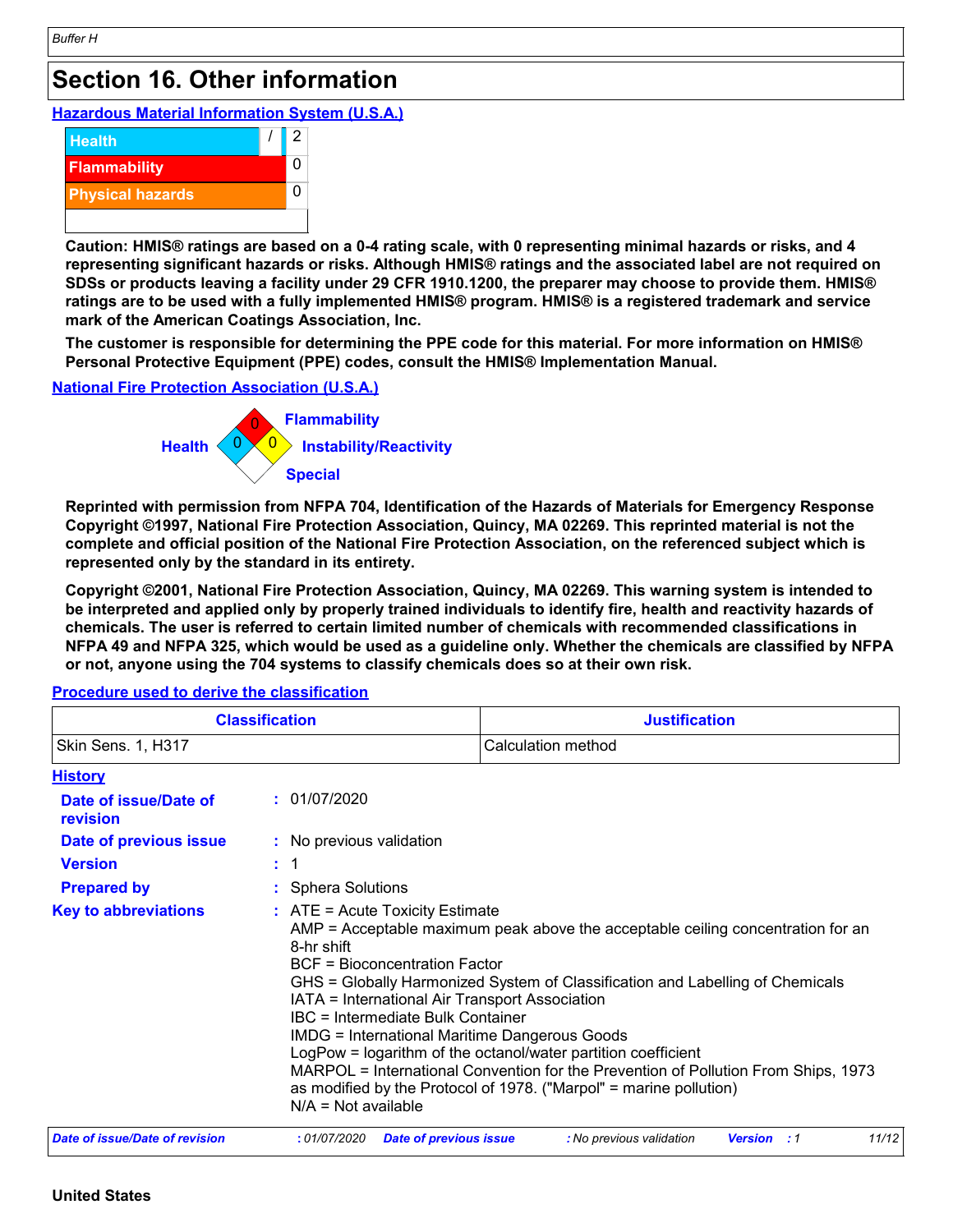## Section 16. Other information

**Hazardous Material Information System (U.S.A.)**

| | | |
|---|---|---|
| Health | / | 2 |
| Flammability | | 0 |
| Physical hazards | | 0 |

**Caution: HMIS® ratings are based on a 0-4 rating scale, with 0 representing minimal hazards or risks, and 4 representing significant hazards or risks. Although HMIS® ratings and the associated label are not required on SDSs or products leaving a facility under 29 CFR 1910.1200, the preparer may choose to provide them. HMIS® ratings are to be used with a fully implemented HMIS® program. HMIS® is a registered trademark and service mark of the American Coatings Association, Inc.**

**The customer is responsible for determining the PPE code for this material. For more information on HMIS® Personal Protective Equipment (PPE) codes, consult the HMIS® Implementation Manual.**

**National Fire Protection Association (U.S.A.)**

Health: 0
Flammability: 0
Instability/Reactivity: 0
Special:

**Reprinted with permission from NFPA 704, Identification of the Hazards of Materials for Emergency Response Copyright ©1997, National Fire Protection Association, Quincy, MA 02269. This reprinted material is not the complete and official position of the National Fire Protection Association, on the referenced subject which is represented only by the standard in its entirety.**

**Copyright ©2001, National Fire Protection Association, Quincy, MA 02269. This warning system is intended to be interpreted and applied only by properly trained individuals to identify fire, health and reactivity hazards of chemicals. The user is referred to certain limited number of chemicals with recommended classifications in NFPA 49 and NFPA 325, which would be used as a guideline only. Whether the chemicals are classified by NFPA or not, anyone using the 704 systems to classify chemicals does so at their own risk.**

**Procedure used to derive the classification**

| Classification | Justification |
|---|---|
| Skin Sens. 1, H317 | Calculation method |

**History**

**Date of issue/Date of revision** : 01/07/2020

**Date of previous issue** : No previous validation

**Version** : 1

**Prepared by** : Sphera Solutions

**Key to abbreviations** : ATE = Acute Toxicity Estimate
AMP = Acceptable maximum peak above the acceptable ceiling concentration for an 8-hr shift
BCF = Bioconcentration Factor
GHS = Globally Harmonized System of Classification and Labelling of Chemicals
IATA = International Air Transport Association
IBC = Intermediate Bulk Container
IMDG = International Maritime Dangerous Goods
LogPow = logarithm of the octanol/water partition coefficient
MARPOL = International Convention for the Prevention of Pollution From Ships, 1973 as modified by the Protocol of 1978. ("Marpol" = marine pollution)
N/A = Not available

**United States**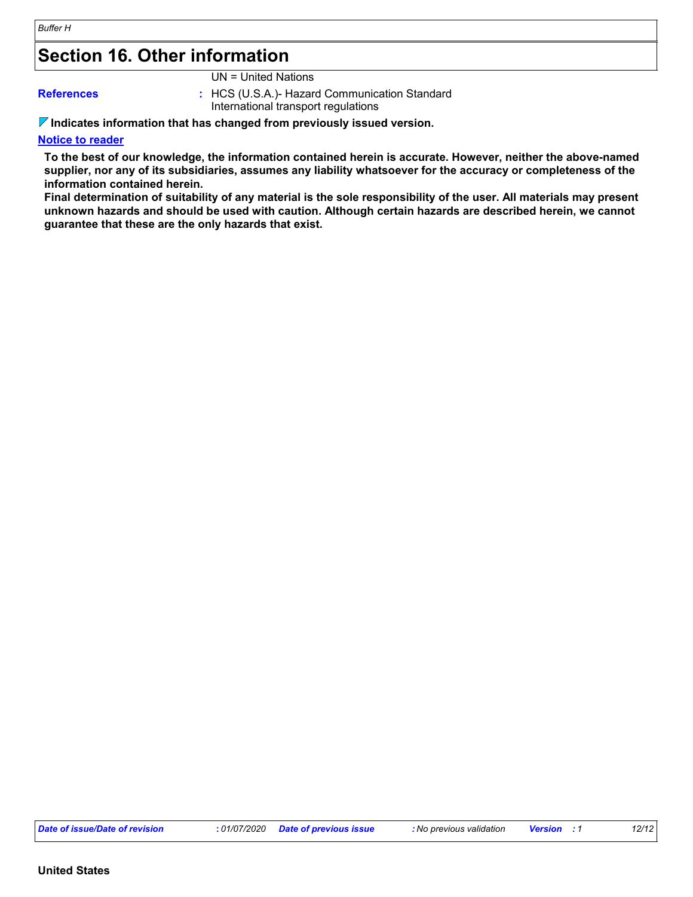## Section 16. Other information

UN = United Nations

**References** : HCS (U.S.A.)- Hazard Communication Standard
International transport regulations

**Indicates information that has changed from previously issued version.**

**Notice to reader**

**To the best of our knowledge, the information contained herein is accurate. However, neither the above-named supplier, nor any of its subsidiaries, assumes any liability whatsoever for the accuracy or completeness of the information contained herein.**
**Final determination of suitability of any material is the sole responsibility of the user. All materials may present unknown hazards and should be used with caution. Although certain hazards are described herein, we cannot guarantee that these are the only hazards that exist.**